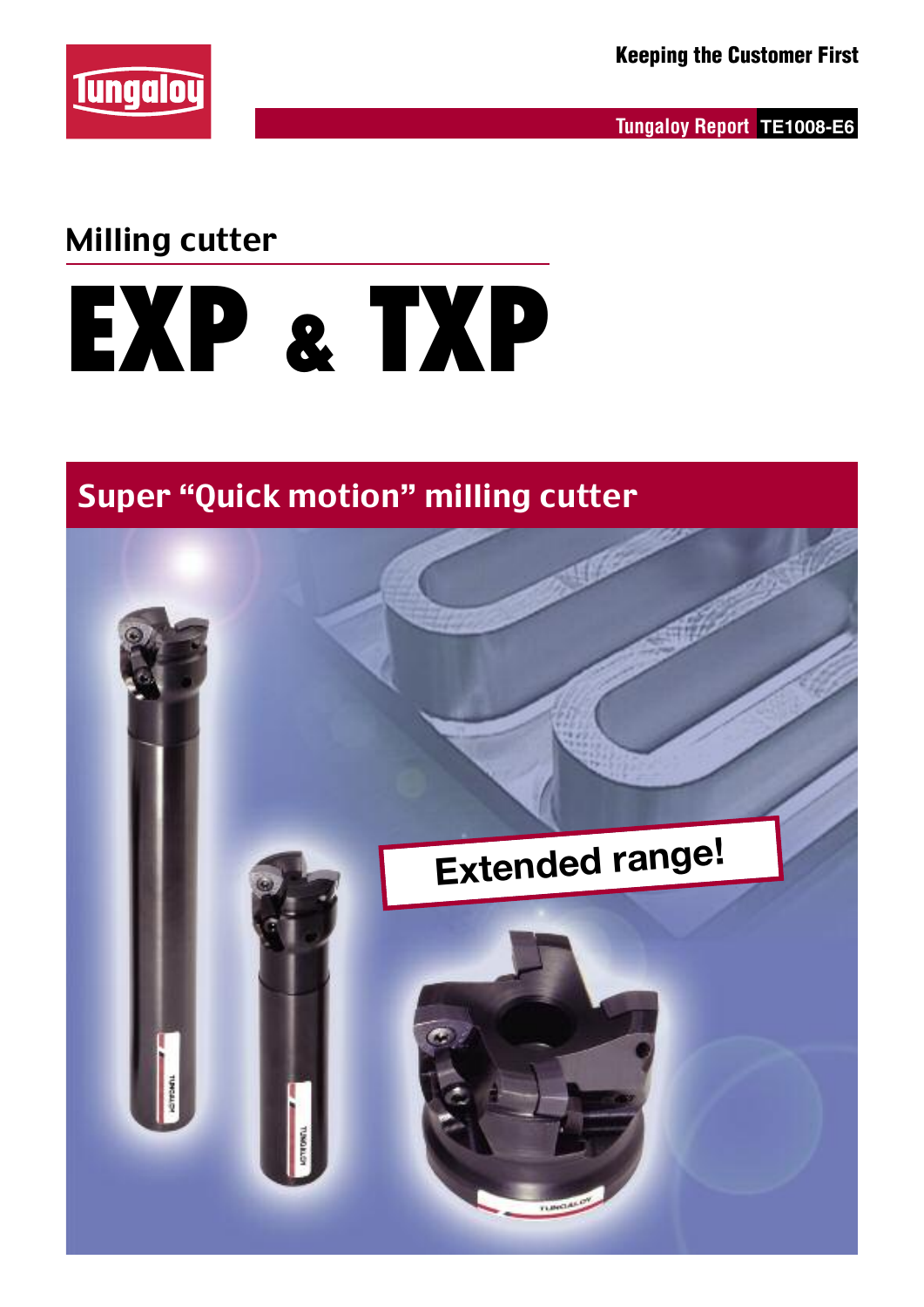Keeping the Customer First

Tungaloy Report TE1008-E6

## Milling cutter

# EXP & TXP

## Super "Quick motion" milling cutter

Extended range!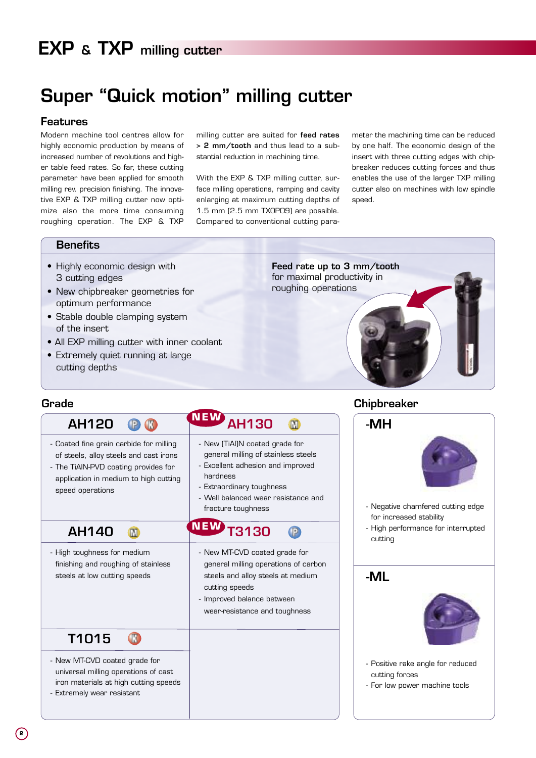# EXP & TXP milling cutter

## Super "Quick motion" milling cutter

### Features

Modern machine tool centres allow for highly economic production by means of increased number of revolutions and higher table feed rates. So far, these cutting parameter have been applied for smooth milling rev. precision finishing. The innovative EXP & TXP milling cutter now optimize also the more time consuming roughing operation. The EXP & TXP milling cutter are suited for **feed rates > 2 mm/tooth** and thus lead to a substantial reduction in machining time.

With the EXP & TXP milling cutter, surface milling operations, ramping and cavity enlarging at maximum cutting depths of 1.5 mm (2.5 mm TXOP09) are possible. Compared to conventional cutting parameter the machining time can be reduced by one half. The economic design of the insert with three cutting edges with chipbreaker reduces cutting forces and thus enables the use of the larger TXP milling cutter also on machines with low spindle speed.

### Benefits

- Highly economic design with 3 cutting edges
- New chipbreaker geometries for optimum performance
- Stable double clamping system of the insert
- All EXP milling cutter with inner coolant
- Extremely quiet running at large cutting depths

**Feed rate up to 3 mm/tooth** for maximal productivity in roughing operations

### Grade

**AH120** (P) (K)
- Coated fine grain carbide for milling of steels, alloy steels and cast irons
- The TiAlN-PVD coating provides for application in medium to high cutting speed operations

**NEW AH130** (M)
- New (TiAl)N coated grade for general milling of stainless steels
- Excellent adhesion and improved hardness
- Extraordinary toughness
- Well balanced wear resistance and fracture toughness

**AH140** (M)
- High toughness for medium finishing and roughing of stainless steels at low cutting speeds

**NEW T3130** (P)
- New MT-CVD coated grade for general milling operations of carbon steels and alloy steels at medium cutting speeds
- Improved balance between wear-resistance and toughness

**T1015** (K)
- New MT-CVD coated grade for universal milling operations of cast iron materials at high cutting speeds
- Extremely wear resistant

### Chipbreaker

**-MH**
- Negative chamfered cutting edge for increased stability
- High performance for interrupted cutting

**-ML**
- Positive rake angle for reduced cutting forces
- For low power machine tools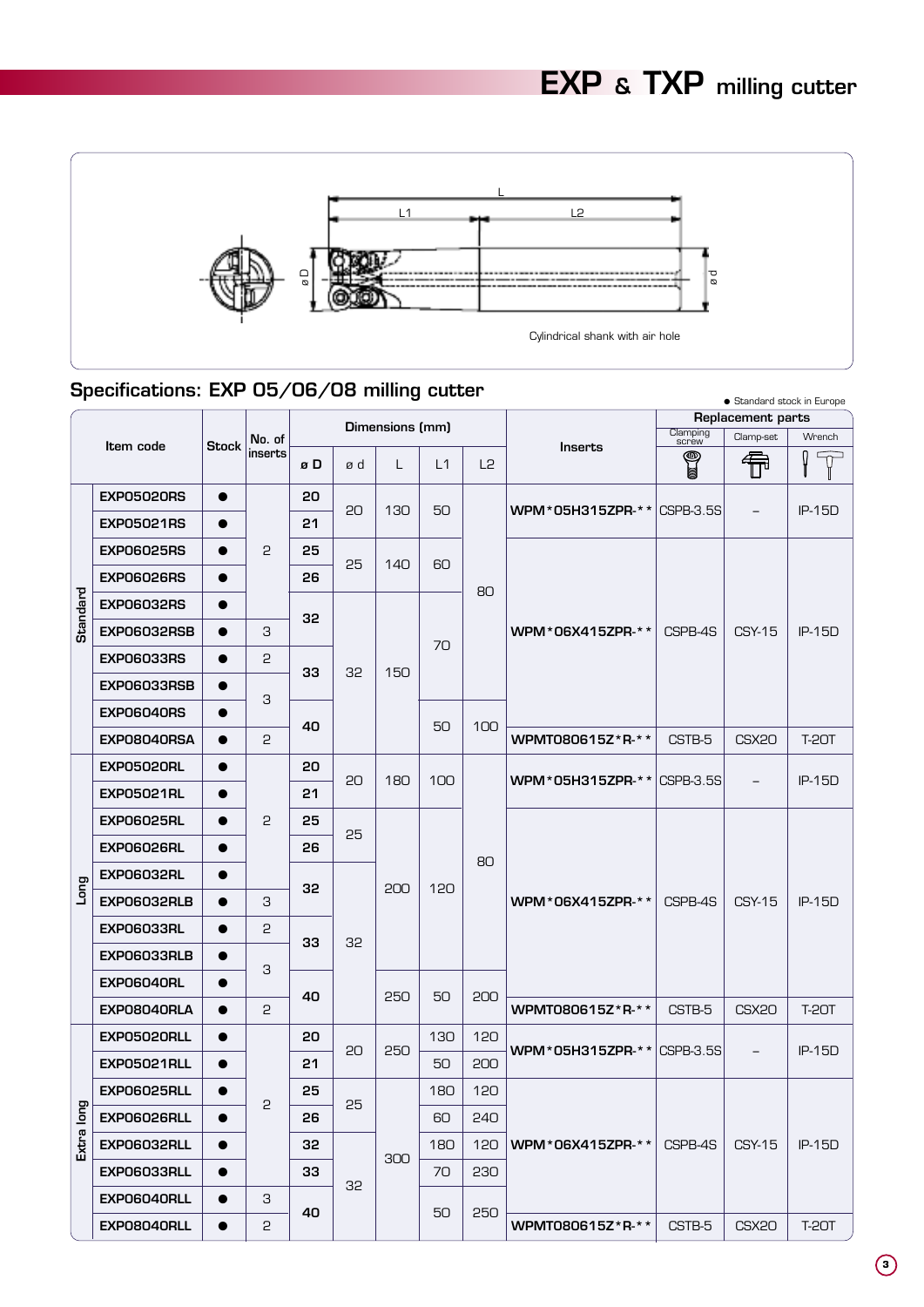# EXP & TXP milling cutter

L

L1 L2

ø D ø d

Cylindrical shank with air hole

## Specifications: EXP 05/06/08 milling cutter

● Standard stock in Europe

| | Item code | Stock | No. of inserts | Dimensions (mm) | | | | | Inserts | Replacement parts | | |
|---|---|---|---|---|---|---|---|---|---|---|---|---|
| | | | | ø D | ø d | L | L1 | L2 | | Clamping screw | Clamp-set | Wrench |
| Standard | EXP05020RS | ● | 2 | 20 | 20 | 130 | 50 | 80 | WPM*05H315ZPR-** | CSPB-3.5S | – | IP-15D |
| | EXP05021RS | ● | 2 | 21 | 20 | 130 | 50 | 80 | WPM*05H315ZPR-** | CSPB-3.5S | – | IP-15D |
| | EXP06025RS | ● | 2 | 25 | 25 | 140 | 60 | 80 | WPM*06X415ZPR-** | CSPB-4S | CSY-15 | IP-15D |
| | EXP06026RS | ● | 2 | 26 | 25 | 140 | 60 | 80 | WPM*06X415ZPR-** | CSPB-4S | CSY-15 | IP-15D |
| | EXP06032RS | ● | 2 | 32 | 32 | 150 | 70 | 80 | WPM*06X415ZPR-** | CSPB-4S | CSY-15 | IP-15D |
| | EXP06032RSB | ● | 3 | 32 | 32 | 150 | 70 | 80 | WPM*06X415ZPR-** | CSPB-4S | CSY-15 | IP-15D |
| | EXP06033RS | ● | 2 | 33 | 32 | 150 | 70 | 80 | WPM*06X415ZPR-** | CSPB-4S | CSY-15 | IP-15D |
| | EXP06033RSB | ● | 3 | 33 | 32 | 150 | 70 | 80 | WPM*06X415ZPR-** | CSPB-4S | CSY-15 | IP-15D |
| | EXP06040RS | ● | 3 | 40 | 32 | 150 | 50 | 100 | WPM*06X415ZPR-** | CSPB-4S | CSY-15 | IP-15D |
| | EXP08040RSA | ● | 2 | 40 | 32 | 150 | 50 | 100 | WPMT080615Z*R-** | CSTB-5 | CSX20 | T-20T |
| Long | EXP05020RL | ● | 2 | 20 | 20 | 180 | 100 | 80 | WPM*05H315ZPR-** | CSPB-3.5S | – | IP-15D |
| | EXP05021RL | ● | 2 | 21 | 20 | 180 | 100 | 80 | WPM*05H315ZPR-** | CSPB-3.5S | – | IP-15D |
| | EXP06025RL | ● | 2 | 25 | 25 | 200 | 120 | 80 | WPM*06X415ZPR-** | CSPB-4S | CSY-15 | IP-15D |
| | EXP06026RL | ● | 2 | 26 | 25 | 200 | 120 | 80 | WPM*06X415ZPR-** | CSPB-4S | CSY-15 | IP-15D |
| | EXP06032RL | ● | 2 | 32 | 32 | 200 | 120 | 80 | WPM*06X415ZPR-** | CSPB-4S | CSY-15 | IP-15D |
| | EXP06032RLB | ● | 3 | 32 | 32 | 200 | 120 | 80 | WPM*06X415ZPR-** | CSPB-4S | CSY-15 | IP-15D |
| | EXP06033RL | ● | 2 | 33 | 32 | 200 | 120 | 80 | WPM*06X415ZPR-** | CSPB-4S | CSY-15 | IP-15D |
| | EXP06033RLB | ● | 3 | 33 | 32 | 200 | 120 | 80 | WPM*06X415ZPR-** | CSPB-4S | CSY-15 | IP-15D |
| | EXP06040RL | ● | 3 | 40 | 32 | 250 | 50 | 200 | WPM*06X415ZPR-** | CSPB-4S | CSY-15 | IP-15D |
| | EXP08040RLA | ● | 2 | 40 | 32 | 250 | 50 | 200 | WPMT080615Z*R-** | CSTB-5 | CSX20 | T-20T |
| Extra long | EXP05020RLL | ● | 2 | 20 | 20 | 250 | 130 | 120 | WPM*05H315ZPR-** | CSPB-3.5S | – | IP-15D |
| | EXP05021RLL | ● | 2 | 21 | 20 | 250 | 50 | 200 | WPM*05H315ZPR-** | CSPB-3.5S | – | IP-15D |
| | EXP06025RLL | ● | 2 | 25 | 25 | 300 | 180 | 120 | WPM*06X415ZPR-** | CSPB-4S | CSY-15 | IP-15D |
| | EXP06026RLL | ● | 2 | 26 | 25 | 300 | 60 | 240 | WPM*06X415ZPR-** | CSPB-4S | CSY-15 | IP-15D |
| | EXP06032RLL | ● | 2 | 32 | 32 | 300 | 180 | 120 | WPM*06X415ZPR-** | CSPB-4S | CSY-15 | IP-15D |
| | EXP06033RLL | ● | 2 | 33 | 32 | 300 | 70 | 230 | WPM*06X415ZPR-** | CSPB-4S | CSY-15 | IP-15D |
| | EXP06040RLL | ● | 3 | 40 | 32 | 300 | 50 | 250 | WPM*06X415ZPR-** | CSPB-4S | CSY-15 | IP-15D |
| | EXP08040RLL | ● | 2 | 40 | 32 | 300 | 50 | 250 | WPMT080615Z*R-** | CSTB-5 | CSX20 | T-20T |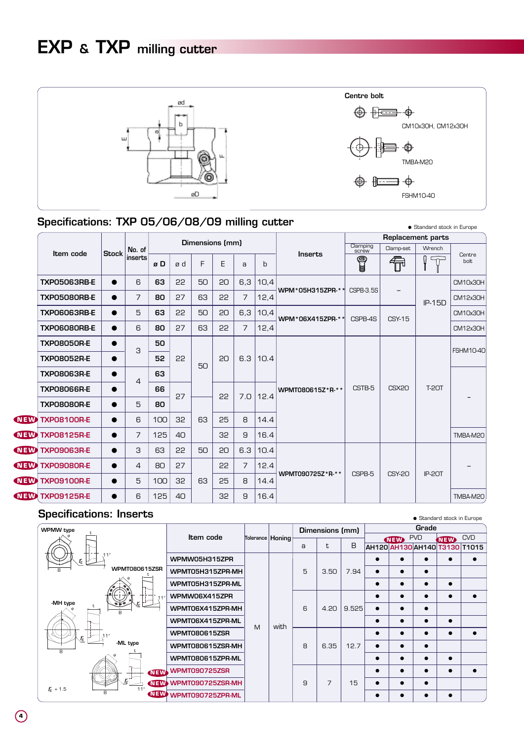# EXP & TXP milling cutter

Centre bolt

CM10x30H, CM12x30H

TMBA-M20

FSHM10-40

## Specifications: TXP 05/06/08/09 milling cutter

● Standard stock in Europe

| Item code | Stock | No. of inserts | Dimensions (mm) | | | | | | Inserts | Replacement parts | | | |
|---|---|---|---|---|---|---|---|---|---|---|---|---|---|
| | | | ø D | ø d | F | E | a | b | | Clamping screw | Clamp-set | Wrench | Centre bolt |
| TXP05063RB-E | ● | 6 | 63 | 22 | 50 | 20 | 6,3 | 10,4 | WPM*05H315ZPR-** | CSPB-3.5S | – | IP-15D | CM10x30H |
| TXP05080RB-E | ● | 7 | 80 | 27 | 63 | 22 | 7 | 12,4 | | | | | CM12x30H |
| TXP06063RB-E | ● | 5 | 63 | 22 | 50 | 20 | 6,3 | 10,4 | WPM*06X415ZPR-** | CSPB-4S | CSY-15 | | CM10x30H |
| TXP06080RB-E | ● | 6 | 80 | 27 | 63 | 22 | 7 | 12,4 | | | | | CM12x30H |
| TXP08050R-E | ● | 3 | 50 | 22 | 50 | 20 | 6.3 | 10.4 | WPMT080615Z*R-** | CSTB-5 | CSX20 | T-20T | FSHM10-40 |
| TXP08052R-E | ● | | 52 | | | | | | | | | | |
| TXP08063R-E | ● | 4 | 63 | | | | | | | | | | – |
| TXP08066R-E | ● | | 66 | 27 | | 22 | 7.0 | 12.4 | | | | | |
| TXP08080R-E | ● | 5 | 80 | | 63 | | | | | | | | |
| NEW TXP08100R-E | ● | 6 | 100 | 32 | | 25 | 8 | 14.4 | | | | | |
| NEW TXP08125R-E | ● | 7 | 125 | 40 | | 32 | 9 | 16.4 | | | | | TMBA-M20 |
| NEW TXP09063R-E | ● | 3 | 63 | 22 | 50 | 20 | 6.3 | 10.4 | WPMT090725Z*R-** | CSPB-5 | CSY-20 | IP-20T | – |
| NEW TXP09080R-E | ● | 4 | 80 | 27 | 63 | 22 | 7 | 12.4 | | | | | |
| NEW TXP09100R-E | ● | 5 | 100 | 32 | | 25 | 8 | 14.4 | | | | | |
| NEW TXP09125R-E | ● | 6 | 125 | 40 | | 32 | 9 | 16.4 | | | | | TMBA-M20 |

## Specifications: Inserts

● Standard stock in Europe

WPMW type · WPMT080615ZSR · -MH type · -ML type · $r_\varepsilon$ = 1.5 · 11°

| Item code | Tolerance | Honing | Dimensions (mm) | | | Grade | | | | |
|---|---|---|---|---|---|---|---|---|---|---|
| | | | | | | PVD | | | CVD | |
| | | | a | t | B | AH120 | NEW AH130 | AH140 | NEW T3130 | T1015 |
| WPMW05H315ZPR | M | with | 5 | 3.50 | 7.94 | ● | ● | ● | ● | ● |
| WPMT05H315ZPR-MH | | | | | | ● | ● | ● | | |
| WPMT05H315ZPR-ML | | | | | | ● | ● | ● | ● | |
| WPMW06X415ZPR | | | 6 | 4.20 | 9.525 | ● | ● | ● | ● | ● |
| WPMT06X415ZPR-MH | | | | | | ● | ● | ● | | |
| WPMT06X415ZPR-ML | | | | | | ● | ● | ● | ● | |
| WPMT080615ZSR | | | 8 | 6.35 | 12.7 | ● | ● | ● | ● | ● |
| WPMT080615ZSR-MH | | | | | | ● | ● | ● | | |
| WPMT080615ZPR-ML | | | | | | ● | ● | ● | ● | |
| NEW WPMT090725ZSR | | | 9 | 7 | 15 | ● | ● | ● | ● | ● |
| NEW WPMT090725ZSR-MH | | | | | | ● | ● | ● | | |
| NEW WPMT090725ZPR-ML | | | | | | ● | ● | ● | ● | |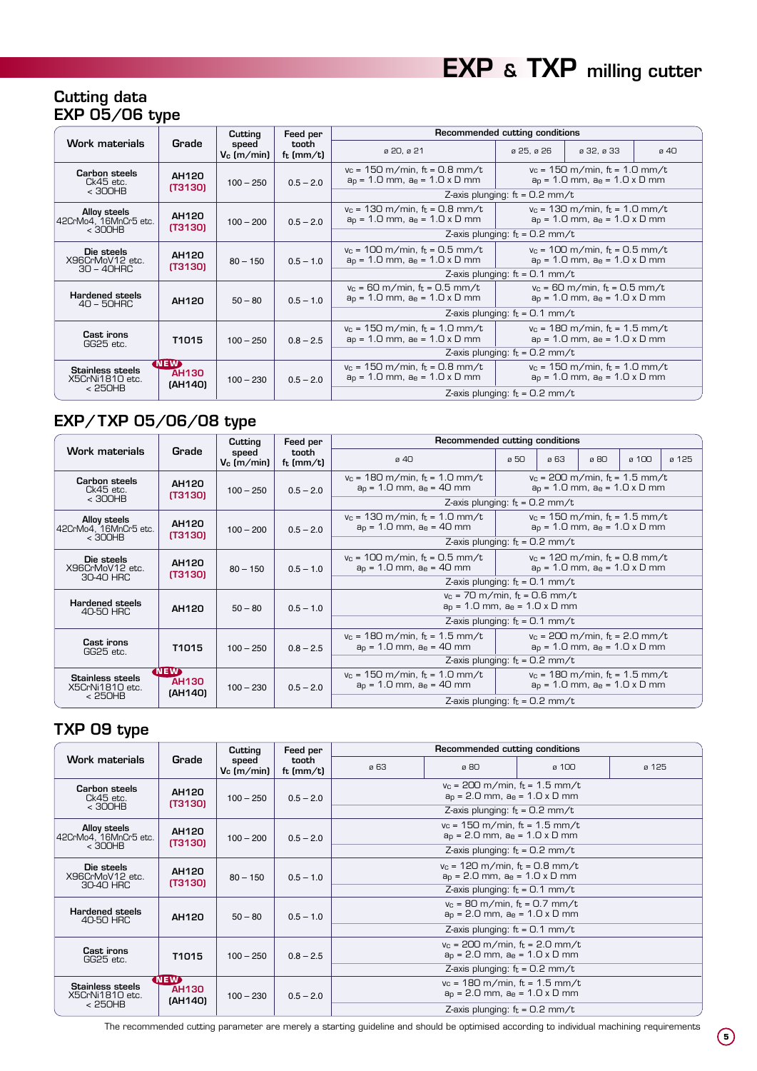# EXP & TXP milling cutter

## Cutting data
## EXP 05/06 type

| Work materials | Grade | Cutting speed $V_c$ (m/min) | Feed per tooth $f_t$ (mm/t) | Recommended cutting conditions | | | |
|---|---|---|---|---|---|---|---|
| | | | | ø 20, ø 21 | ø 25, ø 26 | ø 32, ø 33 | ø 40 |
| **Carbon steels** Ck45 etc. < 300HB | AH120 (T3130) | 100 – 250 | 0.5 – 2.0 | $v_c$ = 150 m/min, $f_t$ = 0.8 mm/t $a_p$ = 1.0 mm, $a_e$ = 1.0 x D mm | $v_c$ = 150 m/min, $f_t$ = 1.0 mm/t $a_p$ = 1.0 mm, $a_e$ = 1.0 x D mm | | |
| | | | | Z-axis plunging: $f_t$ = 0.2 mm/t | | | |
| **Alloy steels** 42CrMo4, 16MnCr5 etc. < 300HB | AH120 (T3130) | 100 – 200 | 0.5 – 2.0 | $v_c$ = 130 m/min, $f_t$ = 0.8 mm/t $a_p$ = 1.0 mm, $a_e$ = 1.0 x D mm | $v_c$ = 130 m/min, $f_t$ = 1.0 mm/t $a_p$ = 1.0 mm, $a_e$ = 1.0 x D mm | | |
| | | | | Z-axis plunging: $f_t$ = 0.2 mm/t | | | |
| **Die steels** X96CrMoV12 etc. 30 – 40HRC | AH120 (T3130) | 80 – 150 | 0.5 – 1.0 | $v_c$ = 100 m/min, $f_t$ = 0.5 mm/t $a_p$ = 1.0 mm, $a_e$ = 1.0 x D mm | $v_c$ = 100 m/min, $f_t$ = 0.5 mm/t $a_p$ = 1.0 mm, $a_e$ = 1.0 x D mm | | |
| | | | | Z-axis plunging: $f_t$ = 0.1 mm/t | | | |
| **Hardened steels** 40 – 50HRC | AH120 | 50 – 80 | 0.5 – 1.0 | $v_c$ = 60 m/min, $f_t$ = 0.5 mm/t $a_p$ = 1.0 mm, $a_e$ = 1.0 x D mm | $v_c$ = 60 m/min, $f_t$ = 0.5 mm/t $a_p$ = 1.0 mm, $a_e$ = 1.0 x D mm | | |
| | | | | Z-axis plunging: $f_t$ = 0.1 mm/t | | | |
| **Cast irons** GG25 etc. | T1015 | 100 – 250 | 0.8 – 2.5 | $v_c$ = 150 m/min, $f_t$ = 1.0 mm/t $a_p$ = 1.0 mm, $a_e$ = 1.0 x D mm | $v_c$ = 180 m/min, $f_t$ = 1.5 mm/t $a_p$ = 1.0 mm, $a_e$ = 1.0 x D mm | | |
| | | | | Z-axis plunging: $f_t$ = 0.2 mm/t | | | |
| **Stainless steels** X5CrNi1810 etc. < 250HB | NEW AH130 (AH140) | 100 – 230 | 0.5 – 2.0 | $v_c$ = 150 m/min, $f_t$ = 0.8 mm/t $a_p$ = 1.0 mm, $a_e$ = 1.0 x D mm | $v_c$ = 150 m/min, $f_t$ = 1.0 mm/t $a_p$ = 1.0 mm, $a_e$ = 1.0 x D mm | | |
| | | | | Z-axis plunging: $f_t$ = 0.2 mm/t | | | |

## EXP/TXP 05/06/08 type

| Work materials | Grade | Cutting speed $V_c$ (m/min) | Feed per tooth $f_t$ (mm/t) | Recommended cutting conditions | | | | | |
|---|---|---|---|---|---|---|---|---|---|
| | | | | ø 40 | ø 50 | ø 63 | ø 80 | ø 100 | ø 125 |
| **Carbon steels** Ck45 etc. < 300HB | AH120 (T3130) | 100 – 250 | 0.5 – 2.0 | $v_c$ = 180 m/min, $f_t$ = 1.0 mm/t $a_p$ = 1.0 mm, $a_e$ = 40 mm | $v_c$ = 200 m/min, $f_t$ = 1.5 mm/t $a_p$ = 1.0 mm, $a_e$ = 1.0 x D mm | | | | |
| | | | | Z-axis plunging: $f_t$ = 0.2 mm/t | | | | | |
| **Alloy steels** 42CrMo4, 16MnCr5 etc. < 300HB | AH120 (T3130) | 100 – 200 | 0.5 – 2.0 | $v_c$ = 130 m/min, $f_t$ = 1.0 mm/t $a_p$ = 1.0 mm, $a_e$ = 40 mm | $v_c$ = 150 m/min, $f_t$ = 1.5 mm/t $a_p$ = 1.0 mm, $a_e$ = 1.0 x D mm | | | | |
| | | | | Z-axis plunging: $f_t$ = 0.2 mm/t | | | | | |
| **Die steels** X96CrMoV12 etc. 30-40 HRC | AH120 (T3130) | 80 – 150 | 0.5 – 1.0 | $v_c$ = 100 m/min, $f_t$ = 0.5 mm/t $a_p$ = 1.0 mm, $a_e$ = 40 mm | $v_c$ = 120 m/min, $f_t$ = 0.8 mm/t $a_p$ = 1.0 mm, $a_e$ = 1.0 x D mm | | | | |
| | | | | Z-axis plunging: $f_t$ = 0.1 mm/t | | | | | |
| **Hardened steels** 40-50 HRC | AH120 | 50 – 80 | 0.5 – 1.0 | $v_c$ = 70 m/min, $f_t$ = 0.6 mm/t $a_p$ = 1.0 mm, $a_e$ = 1.0 x D mm | | | | | |
| | | | | Z-axis plunging: $f_t$ = 0.1 mm/t | | | | | |
| **Cast irons** GG25 etc. | T1015 | 100 – 250 | 0.8 – 2.5 | $v_c$ = 180 m/min, $f_t$ = 1.5 mm/t $a_p$ = 1.0 mm, $a_e$ = 40 mm | $v_c$ = 200 m/min, $f_t$ = 2.0 mm/t $a_p$ = 1.0 mm, $a_e$ = 1.0 x D mm | | | | |
| | | | | Z-axis plunging: $f_t$ = 0.2 mm/t | | | | | |
| **Stainless steels** X5CrNi1810 etc. < 250HB | NEW AH130 (AH140) | 100 – 230 | 0.5 – 2.0 | $v_c$ = 150 m/min, $f_t$ = 1.0 mm/t $a_p$ = 1.0 mm, $a_e$ = 40 mm | $v_c$ = 180 m/min, $f_t$ = 1.5 mm/t $a_p$ = 1.0 mm, $a_e$ = 1.0 x D mm | | | | |
| | | | | Z-axis plunging: $f_t$ = 0.2 mm/t | | | | | |

## TXP 09 type

| Work materials | Grade | Cutting speed $V_c$ (m/min) | Feed per tooth $f_t$ (mm/t) | Recommended cutting conditions | | | |
|---|---|---|---|---|---|---|---|
| | | | | ø 63 | ø 80 | ø 100 | ø 125 |
| **Carbon steels** Ck45 etc. < 300HB | AH120 (T3130) | 100 – 250 | 0.5 – 2.0 | $v_c$ = 200 m/min, $f_t$ = 1.5 mm/t $a_p$ = 2.0 mm, $a_e$ = 1.0 x D mm | | | |
| | | | | Z-axis plunging: $f_t$ = 0.2 mm/t | | | |
| **Alloy steels** 42CrMo4, 16MnCr5 etc. < 300HB | AH120 (T3130) | 100 – 200 | 0.5 – 2.0 | $v_c$ = 150 m/min, $f_t$ = 1.5 mm/t $a_p$ = 2.0 mm, $a_e$ = 1.0 x D mm | | | |
| | | | | Z-axis plunging: $f_t$ = 0.2 mm/t | | | |
| **Die steels** X96CrMoV12 etc. 30-40 HRC | AH120 (T3130) | 80 – 150 | 0.5 – 1.0 | $v_c$ = 120 m/min, $f_t$ = 0.8 mm/t $a_p$ = 2.0 mm, $a_e$ = 1.0 x D mm | | | |
| | | | | Z-axis plunging: $f_t$ = 0.1 mm/t | | | |
| **Hardened steels** 40-50 HRC | AH120 | 50 – 80 | 0.5 – 1.0 | $v_c$ = 80 m/min, $f_t$ = 0.7 mm/t $a_p$ = 2.0 mm, $a_e$ = 1.0 x D mm | | | |
| | | | | Z-axis plunging: $f_t$ = 0.1 mm/t | | | |
| **Cast irons** GG25 etc. | T1015 | 100 – 250 | 0.8 – 2.5 | $v_c$ = 200 m/min, $f_t$ = 2.0 mm/t $a_p$ = 2.0 mm, $a_e$ = 1.0 x D mm | | | |
| | | | | Z-axis plunging: $f_t$ = 0.2 mm/t | | | |
| **Stainless steels** X5CrNi1810 etc. < 250HB | NEW AH130 (AH140) | 100 – 230 | 0.5 – 2.0 | $v_c$ = 180 m/min, $f_t$ = 1.5 mm/t $a_p$ = 2.0 mm, $a_e$ = 1.0 x D mm | | | |
| | | | | Z-axis plunging: $f_t$ = 0.2 mm/t | | | |

The recommended cutting parameter are merely a starting guideline and should be optimised according to individual machining requirements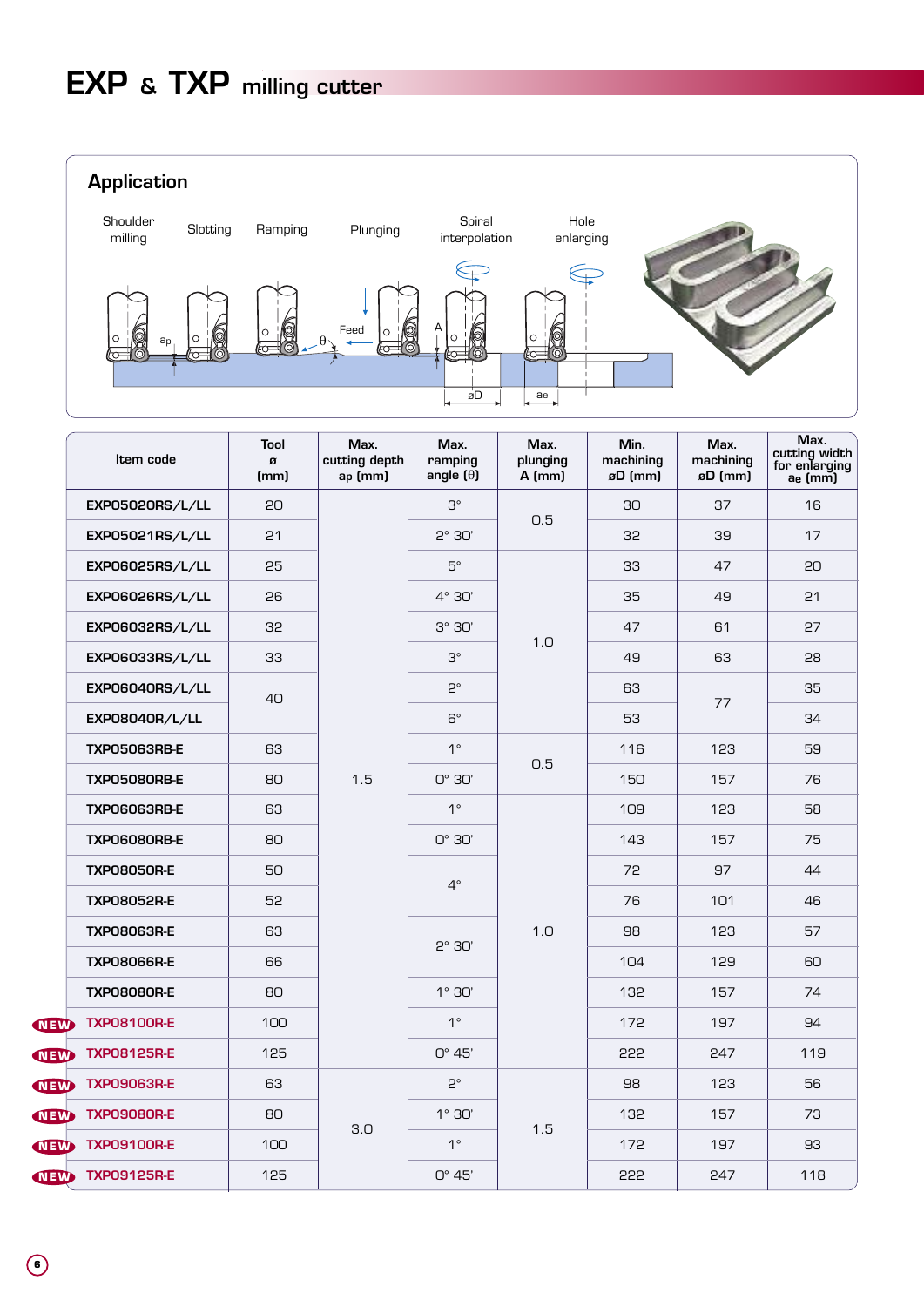# EXP & TXP milling cutter

## Application

Shoulder milling · Slotting · Ramping · Plunging · Spiral interpolation · Hole enlarging

| Item code | Tool ø (mm) | Max. cutting depth ap (mm) | Max. ramping angle (θ) | Max. plunging A (mm) | Min. machining øD (mm) | Max. machining øD (mm) | Max. cutting width for enlarging ae (mm) |
|---|---|---|---|---|---|---|---|
| EXP05020RS/L/LL | 20 | 1.5 | 3° | 0.5 | 30 | 37 | 16 |
| EXP05021RS/L/LL | 21 | 1.5 | 2° 30' | 0.5 | 32 | 39 | 17 |
| EXP06025RS/L/LL | 25 | 1.5 | 5° | 1.0 | 33 | 47 | 20 |
| EXP06026RS/L/LL | 26 | 1.5 | 4° 30' | 1.0 | 35 | 49 | 21 |
| EXP06032RS/L/LL | 32 | 1.5 | 3° 30' | 1.0 | 47 | 61 | 27 |
| EXP06033RS/L/LL | 33 | 1.5 | 3° | 1.0 | 49 | 63 | 28 |
| EXP06040RS/L/LL | 40 | 1.5 | 2° | 1.0 | 63 | 77 | 35 |
| EXP08040R/L/LL | 40 | 1.5 | 6° | 1.0 | 53 | 77 | 34 |
| TXP05063RB-E | 63 | 1.5 | 1° | 0.5 | 116 | 123 | 59 |
| TXP05080RB-E | 80 | 1.5 | 0° 30' | 0.5 | 150 | 157 | 76 |
| TXP06063RB-E | 63 | 1.5 | 1° | 1.0 | 109 | 123 | 58 |
| TXP06080RB-E | 80 | 1.5 | 0° 30' | 1.0 | 143 | 157 | 75 |
| TXP08050R-E | 50 | 1.5 | 4° | 1.0 | 72 | 97 | 44 |
| TXP08052R-E | 52 | 1.5 | 4° | 1.0 | 76 | 101 | 46 |
| TXP08063R-E | 63 | 1.5 | 2° 30' | 1.0 | 98 | 123 | 57 |
| TXP08066R-E | 66 | 1.5 | 2° 30' | 1.0 | 104 | 129 | 60 |
| TXP08080R-E | 80 | 1.5 | 1° 30' | 1.0 | 132 | 157 | 74 |
| NEW TXP08100R-E | 100 | 1.5 | 1° | 1.0 | 172 | 197 | 94 |
| NEW TXP08125R-E | 125 | 1.5 | 0° 45' | 1.0 | 222 | 247 | 119 |
| NEW TXP09063R-E | 63 | 3.0 | 2° | 1.5 | 98 | 123 | 56 |
| NEW TXP09080R-E | 80 | 3.0 | 1° 30' | 1.5 | 132 | 157 | 73 |
| NEW TXP09100R-E | 100 | 3.0 | 1° | 1.5 | 172 | 197 | 93 |
| NEW TXP09125R-E | 125 | 3.0 | 0° 45' | 1.5 | 222 | 247 | 118 |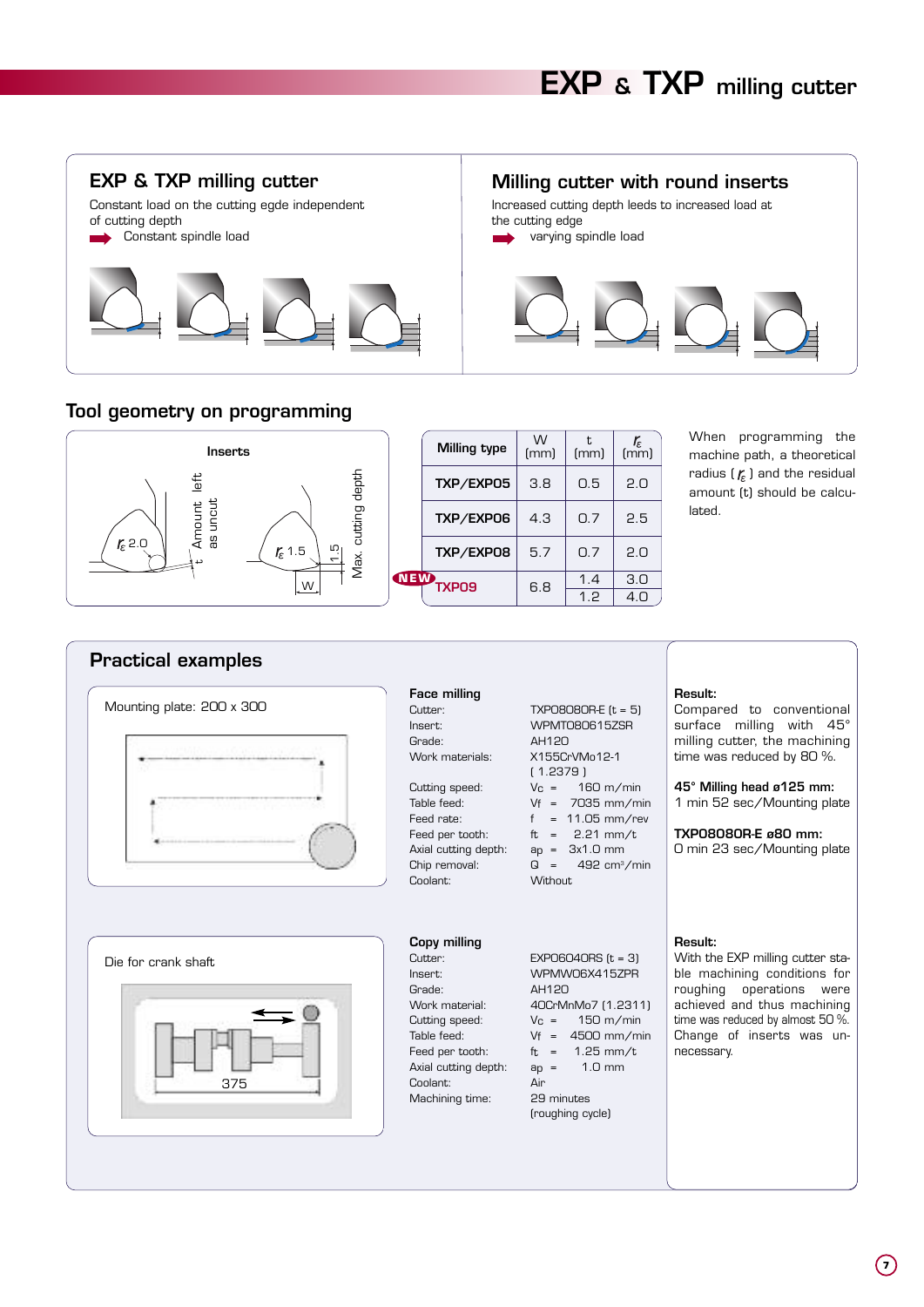# EXP & TXP milling cutter

## EXP & TXP milling cutter

Constant load on the cutting egde independent of cutting depth

➡ Constant spindle load

## Milling cutter with round inserts

Increased cutting depth leeds to increased load at the cutting edge

➡ varying spindle load

## Tool geometry on programming

Inserts

$r_\varepsilon$ 2.0 — t Amount left as uncut

$r_\varepsilon$ 1.5 — 1.5 — W — Max. cutting depth

| Milling type | W [mm] | t [mm] | $r_\varepsilon$ [mm] |
|---|---|---|---|
| TXP/EXP05 | 3.8 | 0.5 | 2.0 |
| TXP/EXP06 | 4.3 | 0.7 | 2.5 |
| TXP/EXP08 | 5.7 | 0.7 | 2.0 |
| NEW TXP09 | 6.8 | 1.4 | 3.0 |
| | | 1.2 | 4.0 |

When programming the machine path, a theoretical radius ( $r_\varepsilon$ ) and the residual amount (t) should be calculated.

## Practical examples

Mounting plate: 200 x 300

**Face milling**

| | |
|---|---|
| Cutter: | TXP08080R-E (t = 5) |
| Insert: | WPMT080615ZSR |
| Grade: | AH120 |
| Work materials: | X155CrVMo12-1 ( 1.2379 ) |
| Cutting speed: | Vc = 160 m/min |
| Table feed: | Vf = 7035 mm/min |
| Feed rate: | f = 11.05 mm/rev |
| Feed per tooth: | fz = 2.21 mm/t |
| Axial cutting depth: | ap = 3x1.0 mm |
| Chip removal: | Q = 492 cm³/min |
| Coolant: | Without |

**Result:**
Compared to conventional surface milling with 45° milling cutter, the machining time was reduced by 80 %.

**45° Milling head ø125 mm:**
1 min 52 sec/Mounting plate

**TXP08080R-E ø80 mm:**
0 min 23 sec/Mounting plate

Die for crank shaft

375

**Copy milling**

| | |
|---|---|
| Cutter: | EXP06040RS (t = 3) |
| Insert: | WPMW06X415ZPR |
| Grade: | AH120 |
| Work material: | 40CrMnMo7 (1.2311) |
| Cutting speed: | Vc = 150 m/min |
| Table feed: | Vf = 4500 mm/min |
| Feed per tooth: | fz = 1.25 mm/t |
| Axial cutting depth: | ap = 1.0 mm |
| Coolant: | Air |
| Machining time: | 29 minutes (roughing cycle) |

**Result:**
With the EXP milling cutter stable machining conditions for roughing operations were achieved and thus machining time was reduced by almost 50 %. Change of inserts was unnecessary.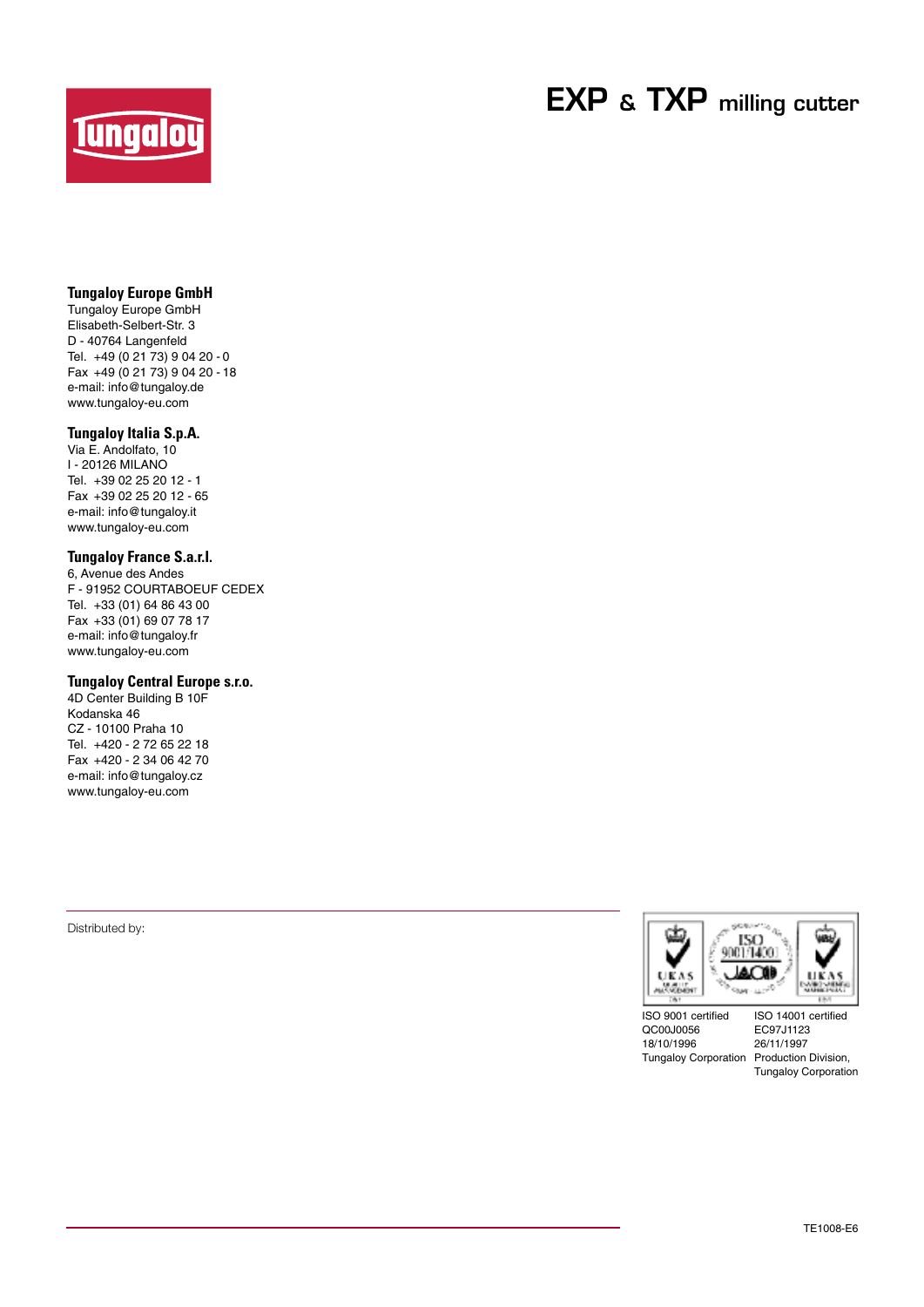# EXP & TXP milling cutter

**Tungaloy Europe GmbH**
Tungaloy Europe GmbH
Elisabeth-Selbert-Str. 3
D - 40764 Langenfeld
Tel. +49 (0 21 73) 9 04 20 - 0
Fax +49 (0 21 73) 9 04 20 - 18
e-mail: info@tungaloy.de
www.tungaloy-eu.com

**Tungaloy Italia S.p.A.**
Via E. Andolfato, 10
I - 20126 MILANO
Tel. +39 02 25 20 12 - 1
Fax +39 02 25 20 12 - 65
e-mail: info@tungaloy.it
www.tungaloy-eu.com

**Tungaloy France S.a.r.l.**
6, Avenue des Andes
F - 91952 COURTABOEUF CEDEX
Tel. +33 (01) 64 86 43 00
Fax +33 (01) 69 07 78 17
e-mail: info@tungaloy.fr
www.tungaloy-eu.com

**Tungaloy Central Europe s.r.o.**
4D Center Building B 10F
Kodanska 46
CZ - 10100 Praha 10
Tel. +420 - 2 72 65 22 18
Fax +420 - 2 34 06 42 70
e-mail: info@tungaloy.cz
www.tungaloy-eu.com

Distributed by:

ISO 9001 certified
QC00J0056
18/10/1996
Tungaloy Corporation

ISO 14001 certified
EC97J1123
26/11/1997
Production Division,
Tungaloy Corporation

TE1008-E6